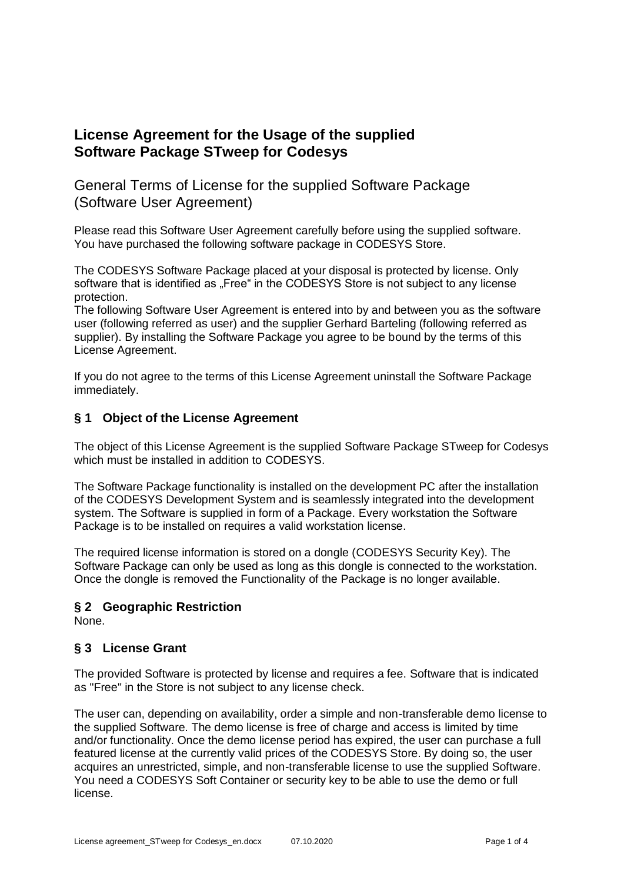# License Agreement for the Usage of the supplied Software Package STweep for Codesys

## General Terms of License for the supplied Software Package (Software User Agreement)

Please read this Software User Agreement carefully before using the supplied software. You have purchased the following software package in CODESYS Store.

The CODESYS Software Package placed at your disposal is protected by license. Only software that is identified as „Free" in the CODESYS Store is not subject to any license protection.
The following Software User Agreement is entered into by and between you as the software user (following referred as user) and the supplier Gerhard Barteling (following referred as supplier). By installing the Software Package you agree to be bound by the terms of this License Agreement.

If you do not agree to the terms of this License Agreement uninstall the Software Package immediately.

### § 1 Object of the License Agreement

The object of this License Agreement is the supplied Software Package STweep for Codesys which must be installed in addition to CODESYS.

The Software Package functionality is installed on the development PC after the installation of the CODESYS Development System and is seamlessly integrated into the development system. The Software is supplied in form of a Package. Every workstation the Software Package is to be installed on requires a valid workstation license.

The required license information is stored on a dongle (CODESYS Security Key). The Software Package can only be used as long as this dongle is connected to the workstation. Once the dongle is removed the Functionality of the Package is no longer available.

### § 2 Geographic Restriction

None.

### § 3 License Grant

The provided Software is protected by license and requires a fee. Software that is indicated as "Free" in the Store is not subject to any license check.

The user can, depending on availability, order a simple and non-transferable demo license to the supplied Software. The demo license is free of charge and access is limited by time and/or functionality. Once the demo license period has expired, the user can purchase a full featured license at the currently valid prices of the CODESYS Store. By doing so, the user acquires an unrestricted, simple, and non-transferable license to use the supplied Software. You need a CODESYS Soft Container or security key to be able to use the demo or full license.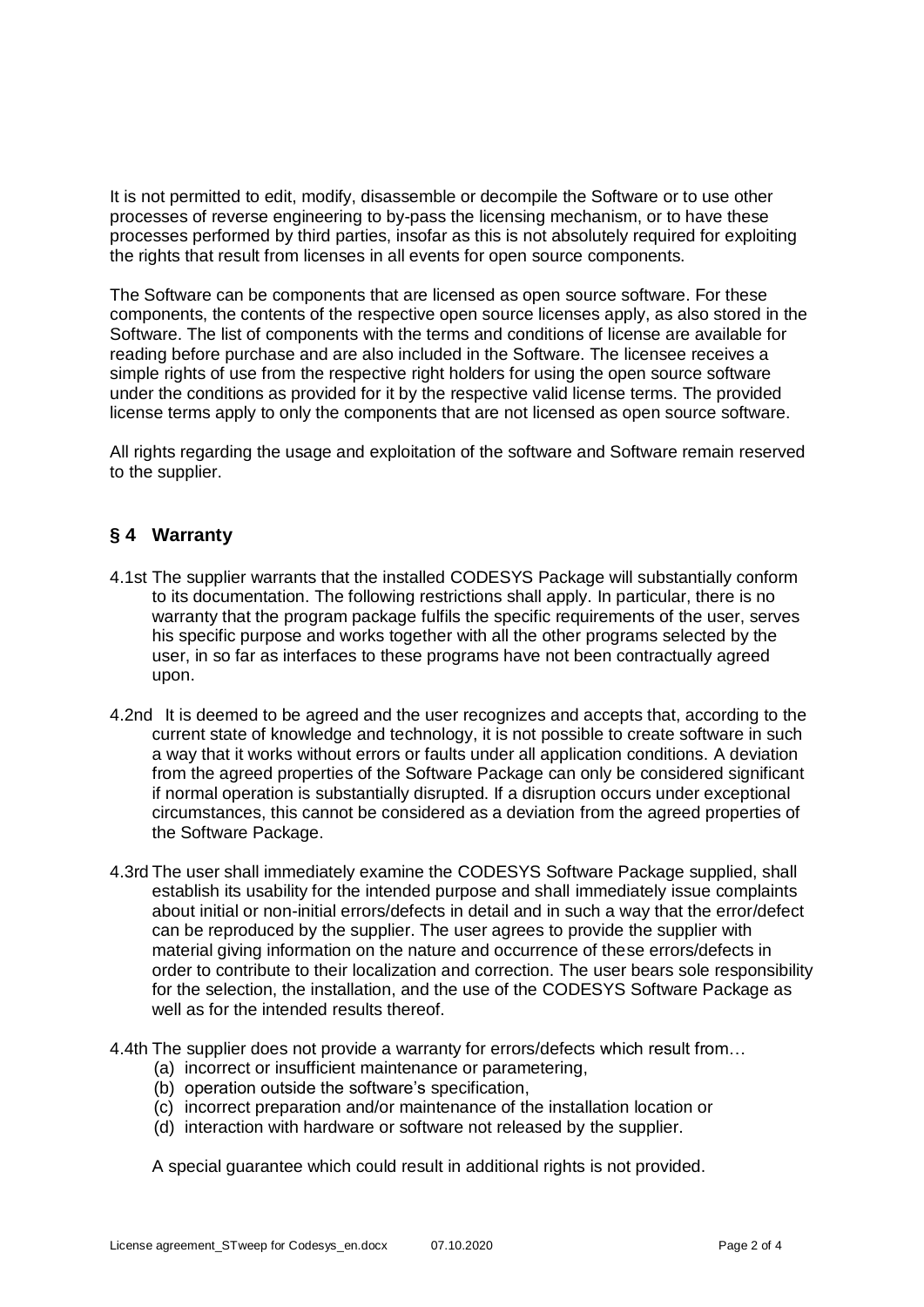It is not permitted to edit, modify, disassemble or decompile the Software or to use other processes of reverse engineering to by-pass the licensing mechanism, or to have these processes performed by third parties, insofar as this is not absolutely required for exploiting the rights that result from licenses in all events for open source components.

The Software can be components that are licensed as open source software. For these components, the contents of the respective open source licenses apply, as also stored in the Software. The list of components with the terms and conditions of license are available for reading before purchase and are also included in the Software. The licensee receives a simple rights of use from the respective right holders for using the open source software under the conditions as provided for it by the respective valid license terms. The provided license terms apply to only the components that are not licensed as open source software.

All rights regarding the usage and exploitation of the software and Software remain reserved to the supplier.

## § 4 Warranty

4.1st The supplier warrants that the installed CODESYS Package will substantially conform to its documentation. The following restrictions shall apply. In particular, there is no warranty that the program package fulfils the specific requirements of the user, serves his specific purpose and works together with all the other programs selected by the user, in so far as interfaces to these programs have not been contractually agreed upon.

4.2nd It is deemed to be agreed and the user recognizes and accepts that, according to the current state of knowledge and technology, it is not possible to create software in such a way that it works without errors or faults under all application conditions. A deviation from the agreed properties of the Software Package can only be considered significant if normal operation is substantially disrupted. If a disruption occurs under exceptional circumstances, this cannot be considered as a deviation from the agreed properties of the Software Package.

4.3rd The user shall immediately examine the CODESYS Software Package supplied, shall establish its usability for the intended purpose and shall immediately issue complaints about initial or non-initial errors/defects in detail and in such a way that the error/defect can be reproduced by the supplier. The user agrees to provide the supplier with material giving information on the nature and occurrence of these errors/defects in order to contribute to their localization and correction. The user bears sole responsibility for the selection, the installation, and the use of the CODESYS Software Package as well as for the intended results thereof.

4.4th The supplier does not provide a warranty for errors/defects which result from…

(a) incorrect or insufficient maintenance or parametering,
(b) operation outside the software's specification,
(c) incorrect preparation and/or maintenance of the installation location or
(d) interaction with hardware or software not released by the supplier.

A special guarantee which could result in additional rights is not provided.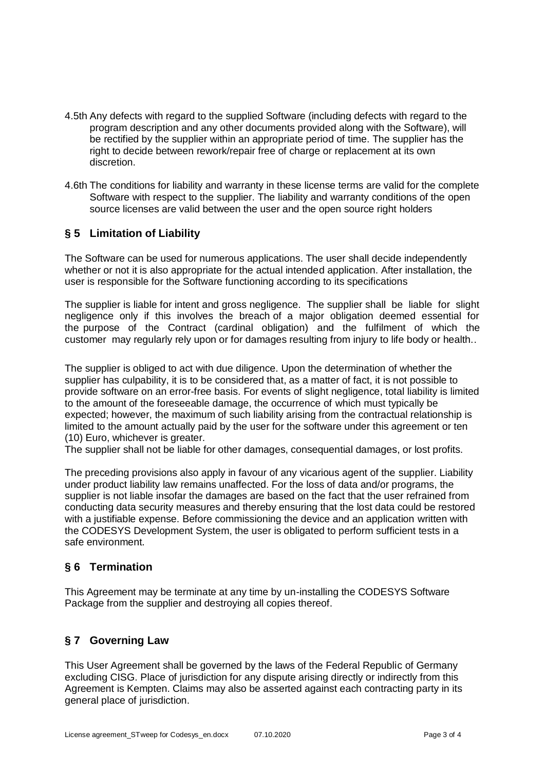4.5th Any defects with regard to the supplied Software (including defects with regard to the program description and any other documents provided along with the Software), will be rectified by the supplier within an appropriate period of time. The supplier has the right to decide between rework/repair free of charge or replacement at its own discretion.

4.6th The conditions for liability and warranty in these license terms are valid for the complete Software with respect to the supplier. The liability and warranty conditions of the open source licenses are valid between the user and the open source right holders

## § 5 Limitation of Liability

The Software can be used for numerous applications. The user shall decide independently whether or not it is also appropriate for the actual intended application. After installation, the user is responsible for the Software functioning according to its specifications

The supplier is liable for intent and gross negligence. The supplier shall be liable for slight negligence only if this involves the breach of a major obligation deemed essential for the purpose of the Contract (cardinal obligation) and the fulfilment of which the customer may regularly rely upon or for damages resulting from injury to life body or health..

The supplier is obliged to act with due diligence. Upon the determination of whether the supplier has culpability, it is to be considered that, as a matter of fact, it is not possible to provide software on an error-free basis. For events of slight negligence, total liability is limited to the amount of the foreseeable damage, the occurrence of which must typically be expected; however, the maximum of such liability arising from the contractual relationship is limited to the amount actually paid by the user for the software under this agreement or ten (10) Euro, whichever is greater.

The supplier shall not be liable for other damages, consequential damages, or lost profits.

The preceding provisions also apply in favour of any vicarious agent of the supplier. Liability under product liability law remains unaffected. For the loss of data and/or programs, the supplier is not liable insofar the damages are based on the fact that the user refrained from conducting data security measures and thereby ensuring that the lost data could be restored with a justifiable expense. Before commissioning the device and an application written with the CODESYS Development System, the user is obligated to perform sufficient tests in a safe environment.

## § 6 Termination

This Agreement may be terminate at any time by un-installing the CODESYS Software Package from the supplier and destroying all copies thereof.

## § 7 Governing Law

This User Agreement shall be governed by the laws of the Federal Republic of Germany excluding CISG. Place of jurisdiction for any dispute arising directly or indirectly from this Agreement is Kempten. Claims may also be asserted against each contracting party in its general place of jurisdiction.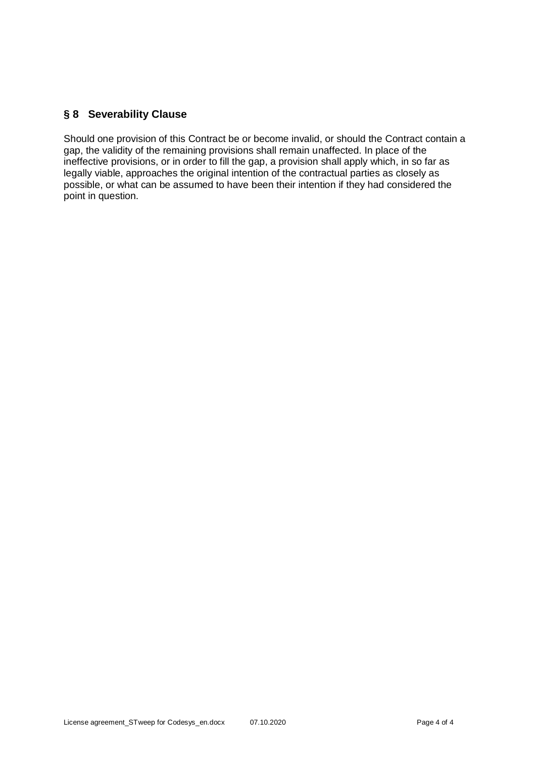## § 8 Severability Clause

Should one provision of this Contract be or become invalid, or should the Contract contain a gap, the validity of the remaining provisions shall remain unaffected. In place of the ineffective provisions, or in order to fill the gap, a provision shall apply which, in so far as legally viable, approaches the original intention of the contractual parties as closely as possible, or what can be assumed to have been their intention if they had considered the point in question.